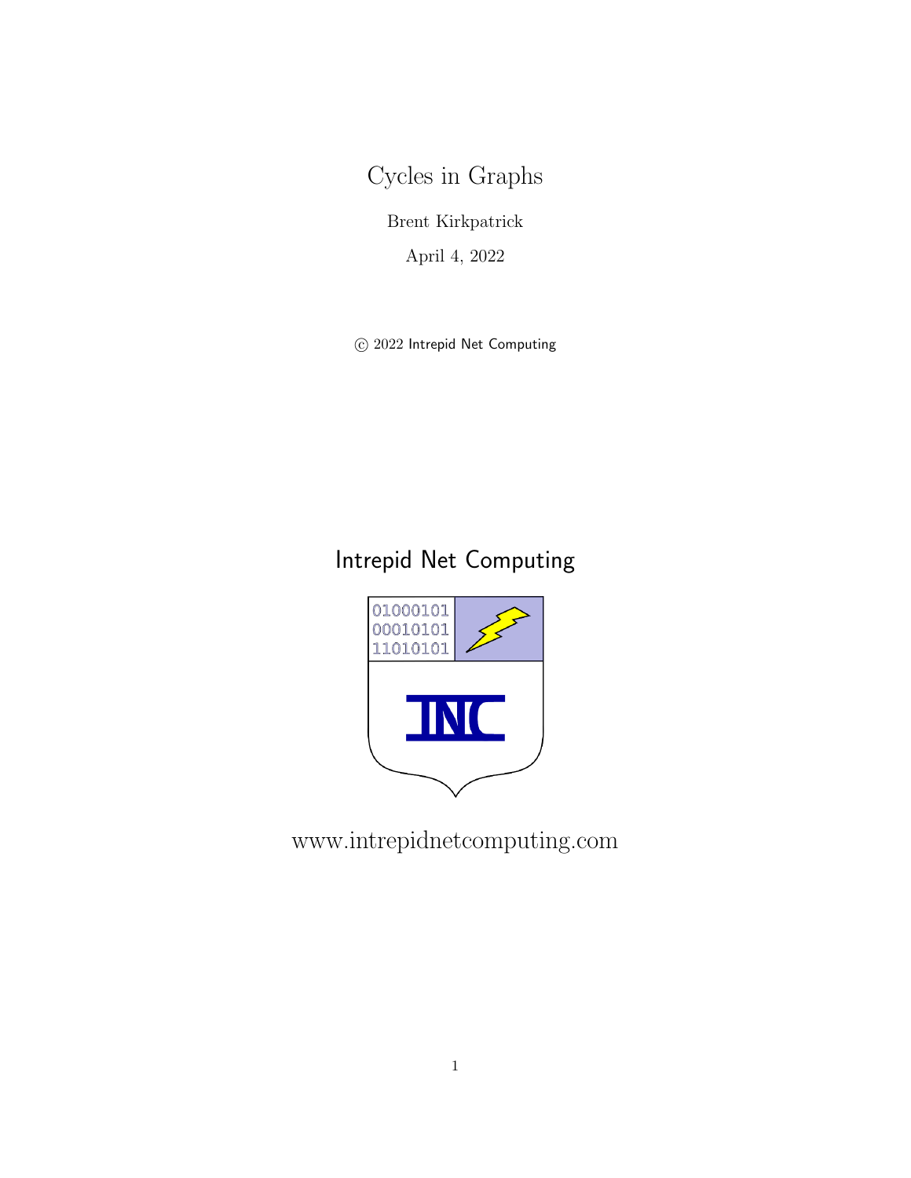# Cycles in Graphs

Brent Kirkpatrick

April 4, 2022

© 2022 Intrepid Net Computing

Intrepid Net Computing

www.intrepidnetcomputing.com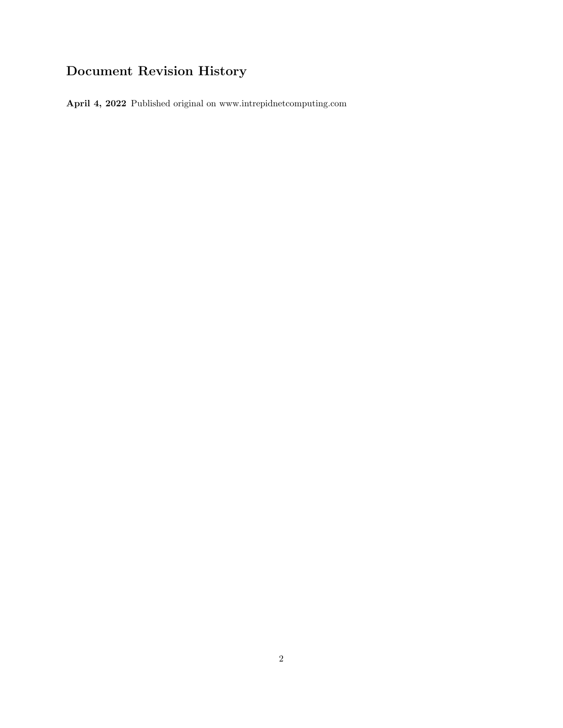## Document Revision History

**April 4, 2022** Published original on www.intrepidnetcomputing.com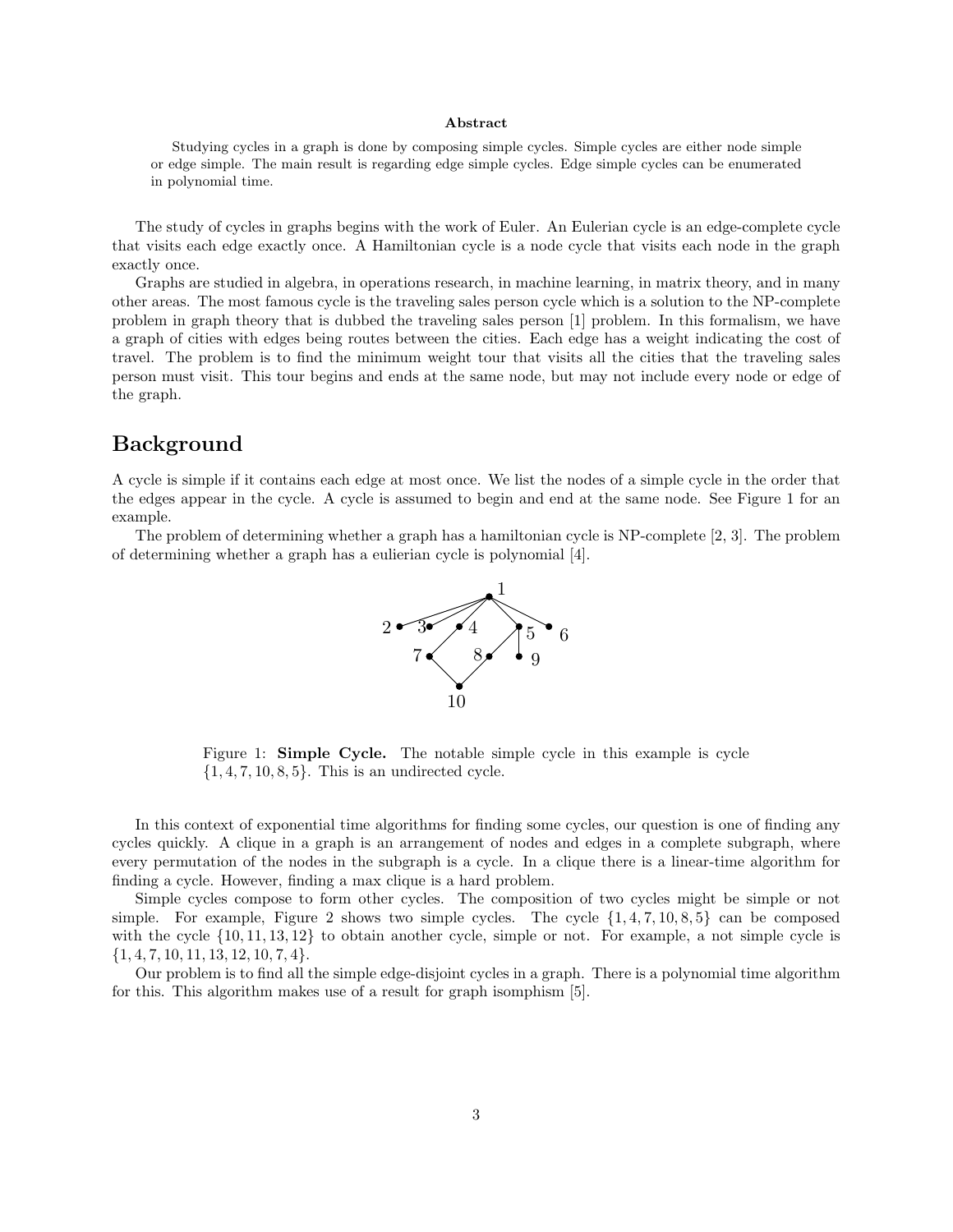**Abstract**

Studying cycles in a graph is done by composing simple cycles. Simple cycles are either node simple or edge simple. The main result is regarding edge simple cycles. Edge simple cycles can be enumerated in polynomial time.

The study of cycles in graphs begins with the work of Euler. An Eulerian cycle is an edge-complete cycle that visits each edge exactly once. A Hamiltonian cycle is a node cycle that visits each node in the graph exactly once.

Graphs are studied in algebra, in operations research, in machine learning, in matrix theory, and in many other areas. The most famous cycle is the traveling sales person cycle which is a solution to the NP-complete problem in graph theory that is dubbed the traveling sales person [1] problem. In this formalism, we have a graph of cities with edges being routes between the cities. Each edge has a weight indicating the cost of travel. The problem is to find the minimum weight tour that visits all the cities that the traveling sales person must visit. This tour begins and ends at the same node, but may not include every node or edge of the graph.

## Background

A cycle is simple if it contains each edge at most once. We list the nodes of a simple cycle in the order that the edges appear in the cycle. A cycle is assumed to begin and end at the same node. See Figure 1 for an example.

The problem of determining whether a graph has a hamiltonian cycle is NP-complete [2, 3]. The problem of determining whether a graph has a eulierian cycle is polynomial [4].

Figure 1: **Simple Cycle.** The notable simple cycle in this example is cycle $\{1, 4, 7, 10, 8, 5\}$. This is an undirected cycle.

In this context of exponential time algorithms for finding some cycles, our question is one of finding any cycles quickly. A clique in a graph is an arrangement of nodes and edges in a complete subgraph, where every permutation of the nodes in the subgraph is a cycle. In a clique there is a linear-time algorithm for finding a cycle. However, finding a max clique is a hard problem.

Simple cycles compose to form other cycles. The composition of two cycles might be simple or not simple. For example, Figure 2 shows two simple cycles. The cycle $\{1, 4, 7, 10, 8, 5\}$ can be composed with the cycle $\{10, 11, 13, 12\}$ to obtain another cycle, simple or not. For example, a not simple cycle is $\{1, 4, 7, 10, 11, 13, 12, 10, 7, 4\}$.

Our problem is to find all the simple edge-disjoint cycles in a graph. There is a polynomial time algorithm for this. This algorithm makes use of a result for graph isomphism [5].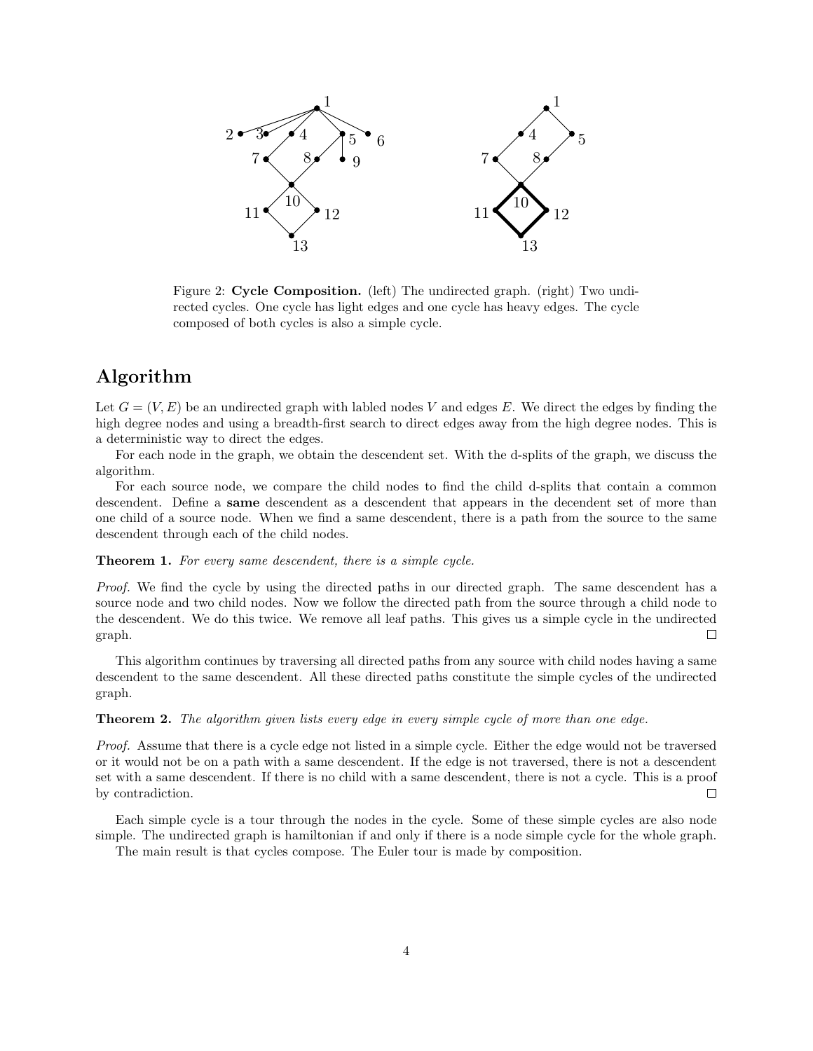Figure 2: **Cycle Composition.** (left) The undirected graph. (right) Two undirected cycles. One cycle has light edges and one cycle has heavy edges. The cycle composed of both cycles is also a simple cycle.

## Algorithm

Let $G = (V, E)$ be an undirected graph with labled nodes $V$ and edges $E$. We direct the edges by finding the high degree nodes and using a breadth-first search to direct edges away from the high degree nodes. This is a deterministic way to direct the edges.

For each node in the graph, we obtain the descendent set. With the d-splits of the graph, we discuss the algorithm.

For each source node, we compare the child nodes to find the child d-splits that contain a common descendent. Define a **same** descendent as a descendent that appears in the decendent set of more than one child of a source node. When we find a same descendent, there is a path from the source to the same descendent through each of the child nodes.

**Theorem 1.** *For every same descendent, there is a simple cycle.*

*Proof.* We find the cycle by using the directed paths in our directed graph. The same descendent has a source node and two child nodes. Now we follow the directed path from the source through a child node to the descendent. We do this twice. We remove all leaf paths. This gives us a simple cycle in the undirected graph. □

This algorithm continues by traversing all directed paths from any source with child nodes having a same descendent to the same descendent. All these directed paths constitute the simple cycles of the undirected graph.

**Theorem 2.** *The algorithm given lists every edge in every simple cycle of more than one edge.*

*Proof.* Assume that there is a cycle edge not listed in a simple cycle. Either the edge would not be traversed or it would not be on a path with a same descendent. If the edge is not traversed, there is not a descendent set with a same descendent. If there is no child with a same descendent, there is not a cycle. This is a proof by contradiction. □

Each simple cycle is a tour through the nodes in the cycle. Some of these simple cycles are also node simple. The undirected graph is hamiltonian if and only if there is a node simple cycle for the whole graph.

The main result is that cycles compose. The Euler tour is made by composition.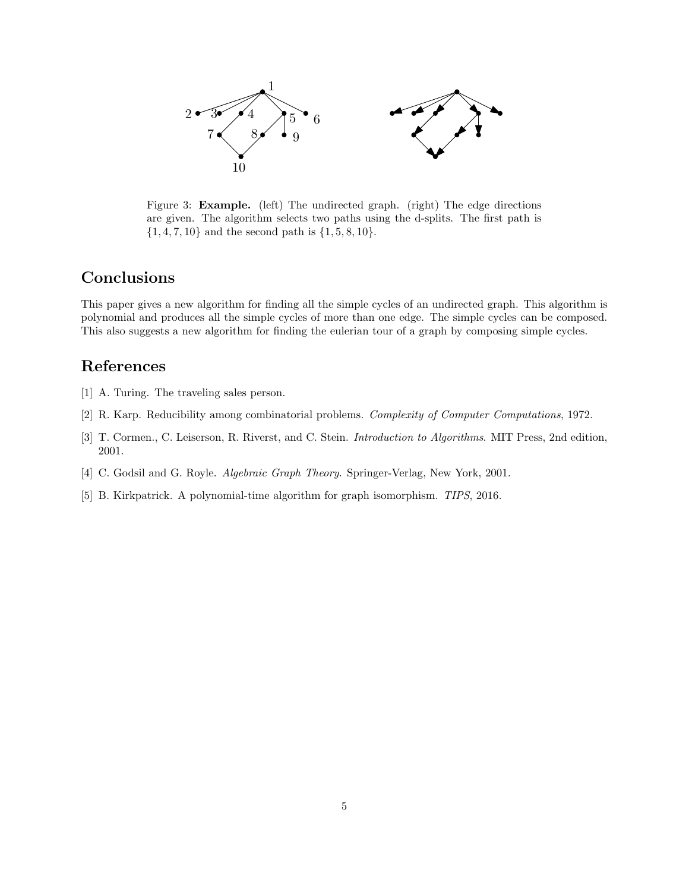1

2 3 4 5 6

7 8 9

10

Figure 3: **Example.** (left) The undirected graph. (right) The edge directions are given. The algorithm selects two paths using the d-splits. The first path is $\{1, 4, 7, 10\}$ and the second path is $\{1, 5, 8, 10\}$.

## Conclusions

This paper gives a new algorithm for finding all the simple cycles of an undirected graph. This algorithm is polynomial and produces all the simple cycles of more than one edge. The simple cycles can be composed. This also suggests a new algorithm for finding the eulerian tour of a graph by composing simple cycles.

## References

[1] A. Turing. The traveling sales person.

[2] R. Karp. Reducibility among combinatorial problems. *Complexity of Computer Computations*, 1972.

[3] T. Cormen., C. Leiserson, R. Riverst, and C. Stein. *Introduction to Algorithms*. MIT Press, 2nd edition, 2001.

[4] C. Godsil and G. Royle. *Algebraic Graph Theory*. Springer-Verlag, New York, 2001.

[5] B. Kirkpatrick. A polynomial-time algorithm for graph isomorphism. *TIPS*, 2016.